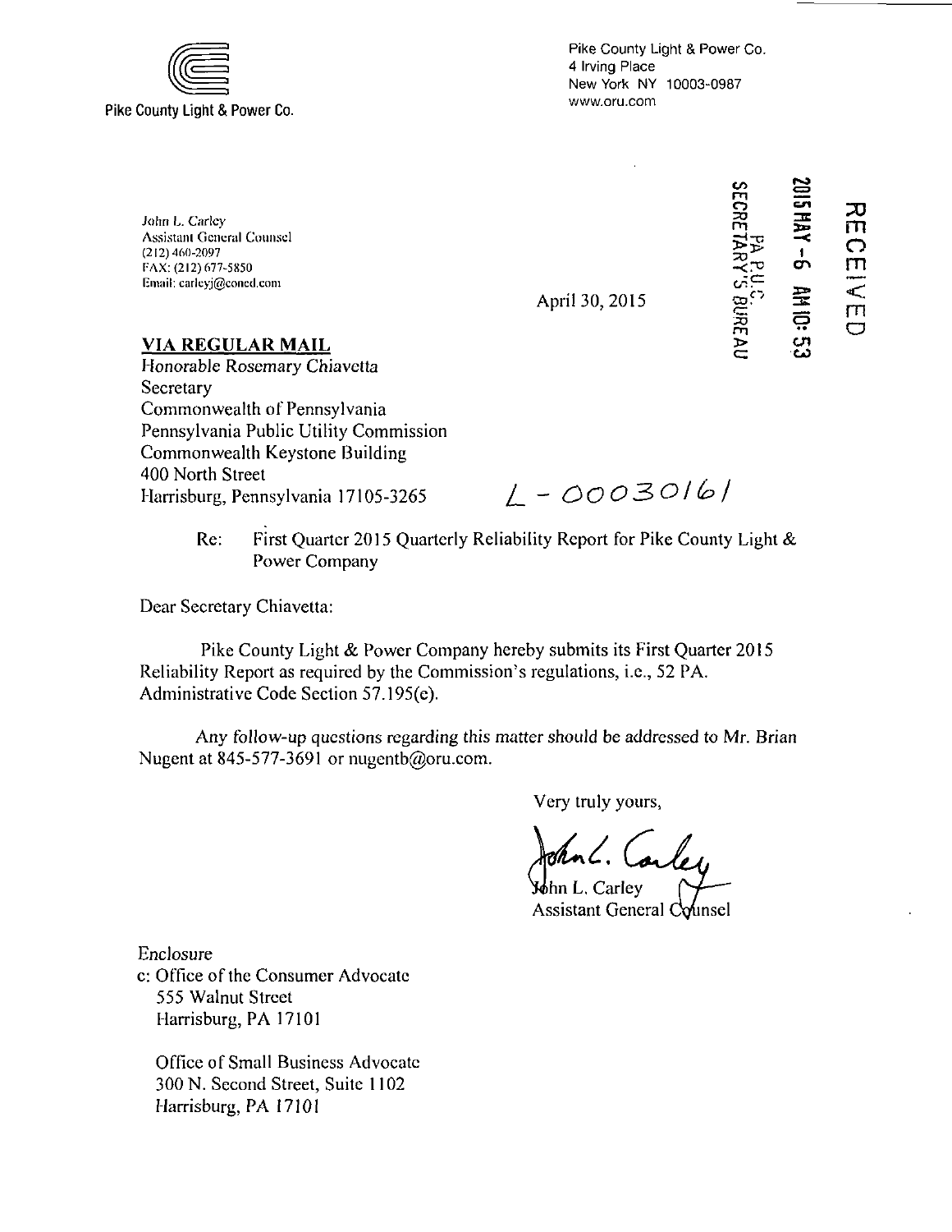Pike County Light & Power Co.

Pike County Light & Power Co.
4 Irving Place
New York NY 10003-0987
www.oru.com

John L. Carley
Assistant General Counsel
(212) 460-2097
FAX: (212) 677-5850
Email: carleyj@coned.com

April 30, 2015

RECEIVED
2015 MAY -6 AM 10:53
PA P.U.C.
SECRETARY'S BUREAU

**VIA REGULAR MAIL**

Honorable Rosemary Chiavetta
Secretary
Commonwealth of Pennsylvania
Pennsylvania Public Utility Commission
Commonwealth Keystone Building
400 North Street
Harrisburg, Pennsylvania 17105-3265

L - 00030161

Re: First Quarter 2015 Quarterly Reliability Report for Pike County Light & Power Company

Dear Secretary Chiavetta:

Pike County Light & Power Company hereby submits its First Quarter 2015 Reliability Report as required by the Commission's regulations, i.e., 52 PA. Administrative Code Section 57.195(e).

Any follow-up questions regarding this matter should be addressed to Mr. Brian Nugent at 845-577-3691 or nugentb@oru.com.

Very truly yours,

John L. Carley
Assistant General Counsel

Enclosure

c: Office of the Consumer Advocate
555 Walnut Street
Harrisburg, PA 17101

Office of Small Business Advocate
300 N. Second Street, Suite 1102
Harrisburg, PA 17101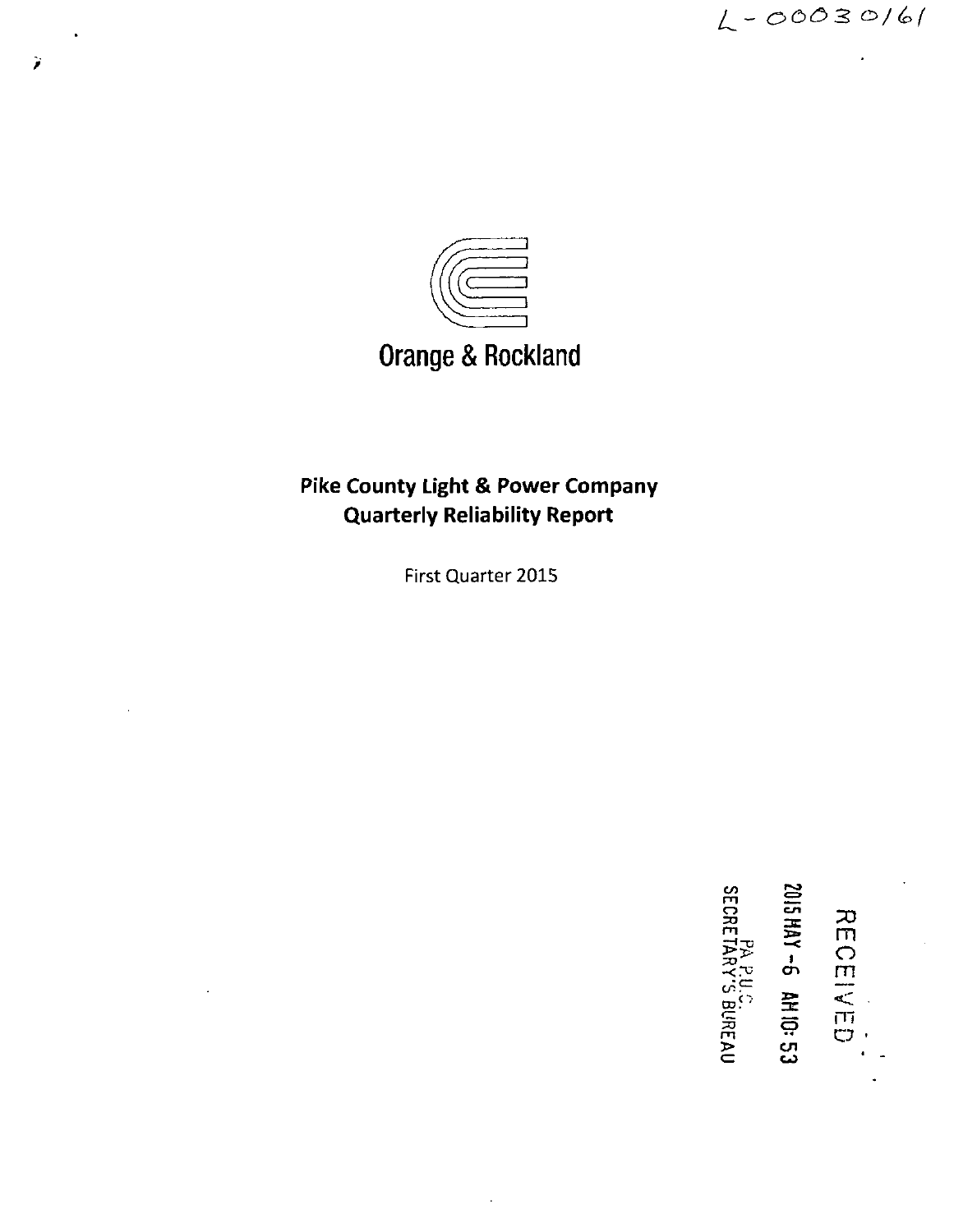L-00030161

Orange & Rockland

**Pike County Light & Power Company**
**Quarterly Reliability Report**

First Quarter 2015

RECEIVED

2015 MAY -6 AM 10:53

PA P.U.C.
SECRETARY'S BUREAU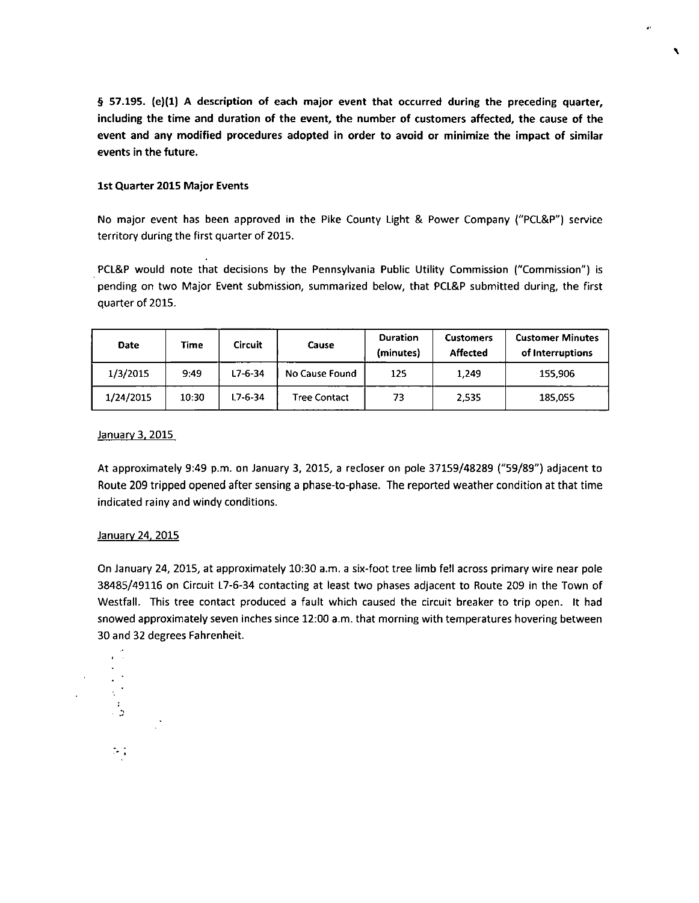**§ 57.195. (e)(1) A description of each major event that occurred during the preceding quarter, including the time and duration of the event, the number of customers affected, the cause of the event and any modified procedures adopted in order to avoid or minimize the impact of similar events in the future.**

**1st Quarter 2015 Major Events**

No major event has been approved in the Pike County Light & Power Company ("PCL&P") service territory during the first quarter of 2015.

PCL&P would note that decisions by the Pennsylvania Public Utility Commission ("Commission") is pending on two Major Event submission, summarized below, that PCL&P submitted during, the first quarter of 2015.

| Date | Time | Circuit | Cause | Duration (minutes) | Customers Affected | Customer Minutes of Interruptions |
|---|---|---|---|---|---|---|
| 1/3/2015 | 9:49 | L7-6-34 | No Cause Found | 125 | 1,249 | 155,906 |
| 1/24/2015 | 10:30 | L7-6-34 | Tree Contact | 73 | 2,535 | 185,055 |

January 3, 2015

At approximately 9:49 p.m. on January 3, 2015, a recloser on pole 37159/48289 ("59/89") adjacent to Route 209 tripped opened after sensing a phase-to-phase. The reported weather condition at that time indicated rainy and windy conditions.

January 24, 2015

On January 24, 2015, at approximately 10:30 a.m. a six-foot tree limb fell across primary wire near pole 38485/49116 on Circuit L7-6-34 contacting at least two phases adjacent to Route 209 in the Town of Westfall. This tree contact produced a fault which caused the circuit breaker to trip open. It had snowed approximately seven inches since 12:00 a.m. that morning with temperatures hovering between 30 and 32 degrees Fahrenheit.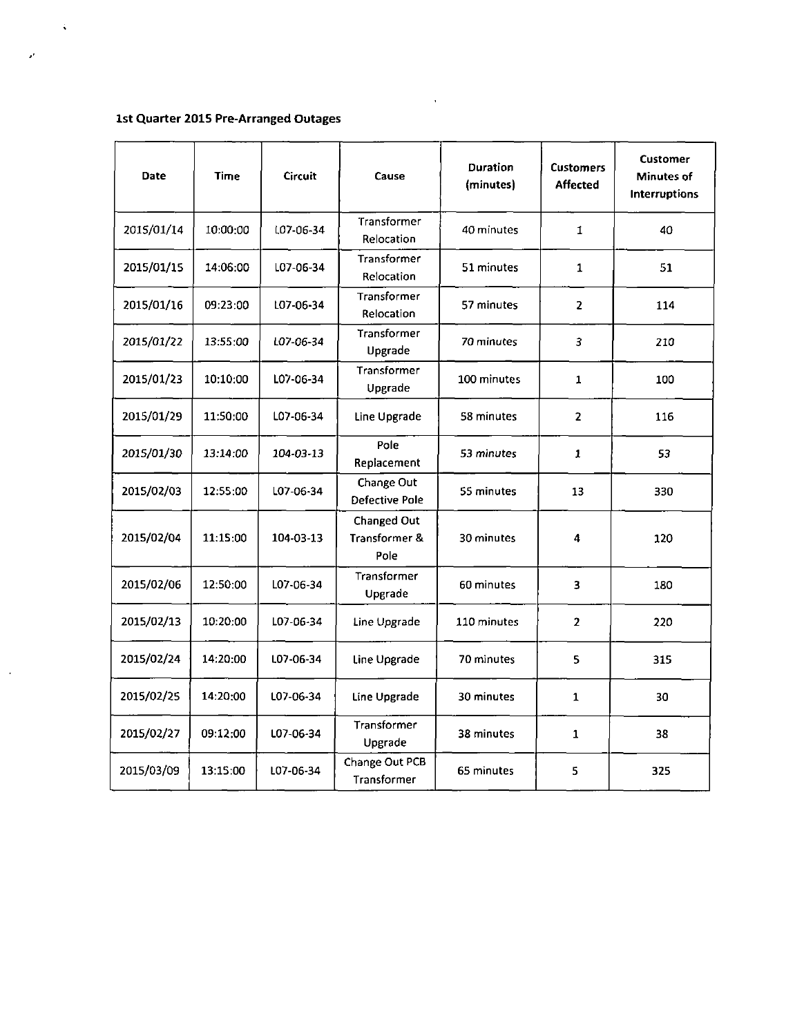**1st Quarter 2015 Pre-Arranged Outages**

| Date | Time | Circuit | Cause | Duration (minutes) | Customers Affected | Customer Minutes of Interruptions |
|---|---|---|---|---|---|---|
| 2015/01/14 | 10:00:00 | L07-06-34 | Transformer Relocation | 40 minutes | 1 | 40 |
| 2015/01/15 | 14:06:00 | L07-06-34 | Transformer Relocation | 51 minutes | 1 | 51 |
| 2015/01/16 | 09:23:00 | L07-06-34 | Transformer Relocation | 57 minutes | 2 | 114 |
| 2015/01/22 | 13:55:00 | L07-06-34 | Transformer Upgrade | 70 minutes | 3 | 210 |
| 2015/01/23 | 10:10:00 | L07-06-34 | Transformer Upgrade | 100 minutes | 1 | 100 |
| 2015/01/29 | 11:50:00 | L07-06-34 | Line Upgrade | 58 minutes | 2 | 116 |
| 2015/01/30 | 13:14:00 | 104-03-13 | Pole Replacement | 53 minutes | 1 | 53 |
| 2015/02/03 | 12:55:00 | L07-06-34 | Change Out Defective Pole | 55 minutes | 13 | 330 |
| 2015/02/04 | 11:15:00 | 104-03-13 | Changed Out Transformer & Pole | 30 minutes | 4 | 120 |
| 2015/02/06 | 12:50:00 | L07-06-34 | Transformer Upgrade | 60 minutes | 3 | 180 |
| 2015/02/13 | 10:20:00 | L07-06-34 | Line Upgrade | 110 minutes | 2 | 220 |
| 2015/02/24 | 14:20:00 | L07-06-34 | Line Upgrade | 70 minutes | 5 | 315 |
| 2015/02/25 | 14:20:00 | L07-06-34 | Line Upgrade | 30 minutes | 1 | 30 |
| 2015/02/27 | 09:12:00 | L07-06-34 | Transformer Upgrade | 38 minutes | 1 | 38 |
| 2015/03/09 | 13:15:00 | L07-06-34 | Change Out PCB Transformer | 65 minutes | 5 | 325 |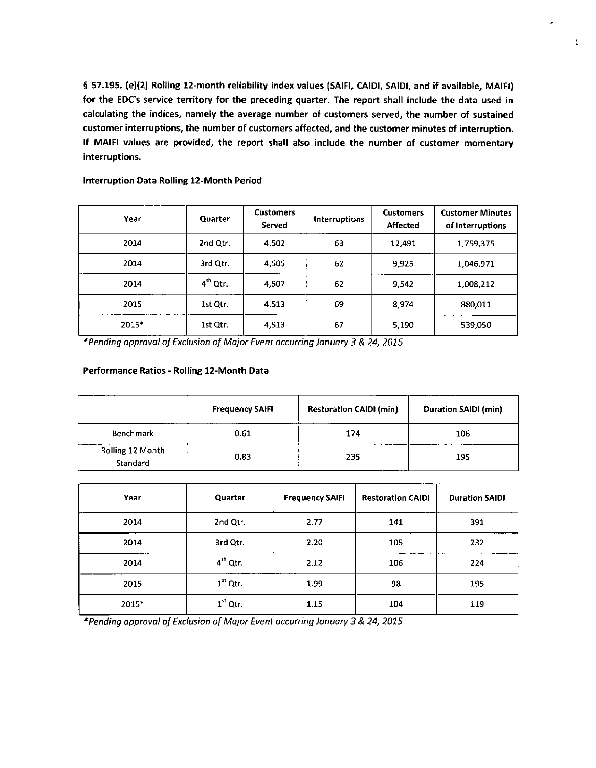**§ 57.195. (e)(2) Rolling 12-month reliability index values (SAIFI, CAIDI, SAIDI, and if available, MAIFI) for the EDC's service territory for the preceding quarter. The report shall include the data used in calculating the indices, namely the average number of customers served, the number of sustained customer interruptions, the number of customers affected, and the customer minutes of interruption. If MAIFI values are provided, the report shall also include the number of customer momentary interruptions.**

**Interruption Data Rolling 12-Month Period**

| Year | Quarter | Customers Served | Interruptions | Customers Affected | Customer Minutes of Interruptions |
|---|---|---|---|---|---|
| 2014 | 2nd Qtr. | 4,502 | 63 | 12,491 | 1,759,375 |
| 2014 | 3rd Qtr. | 4,505 | 62 | 9,925 | 1,046,971 |
| 2014 | 4th Qtr. | 4,507 | 62 | 9,542 | 1,008,212 |
| 2015 | 1st Qtr. | 4,513 | 69 | 8,974 | 880,011 |
| 2015* | 1st Qtr. | 4,513 | 67 | 5,190 | 539,050 |

*\*Pending approval of Exclusion of Major Event occurring January 3 & 24, 2015*

**Performance Ratios - Rolling 12-Month Data**

| | Frequency SAIFI | Restoration CAIDI (min) | Duration SAIDI (min) |
|---|---|---|---|
| Benchmark | 0.61 | 174 | 106 |
| Rolling 12 Month Standard | 0.83 | 235 | 195 |

| Year | Quarter | Frequency SAIFI | Restoration CAIDI | Duration SAIDI |
|---|---|---|---|---|
| 2014 | 2nd Qtr. | 2.77 | 141 | 391 |
| 2014 | 3rd Qtr. | 2.20 | 105 | 232 |
| 2014 | 4th Qtr. | 2.12 | 106 | 224 |
| 2015 | 1st Qtr. | 1.99 | 98 | 195 |
| 2015* | 1st Qtr. | 1.15 | 104 | 119 |

*\*Pending approval of Exclusion of Major Event occurring January 3 & 24, 2015*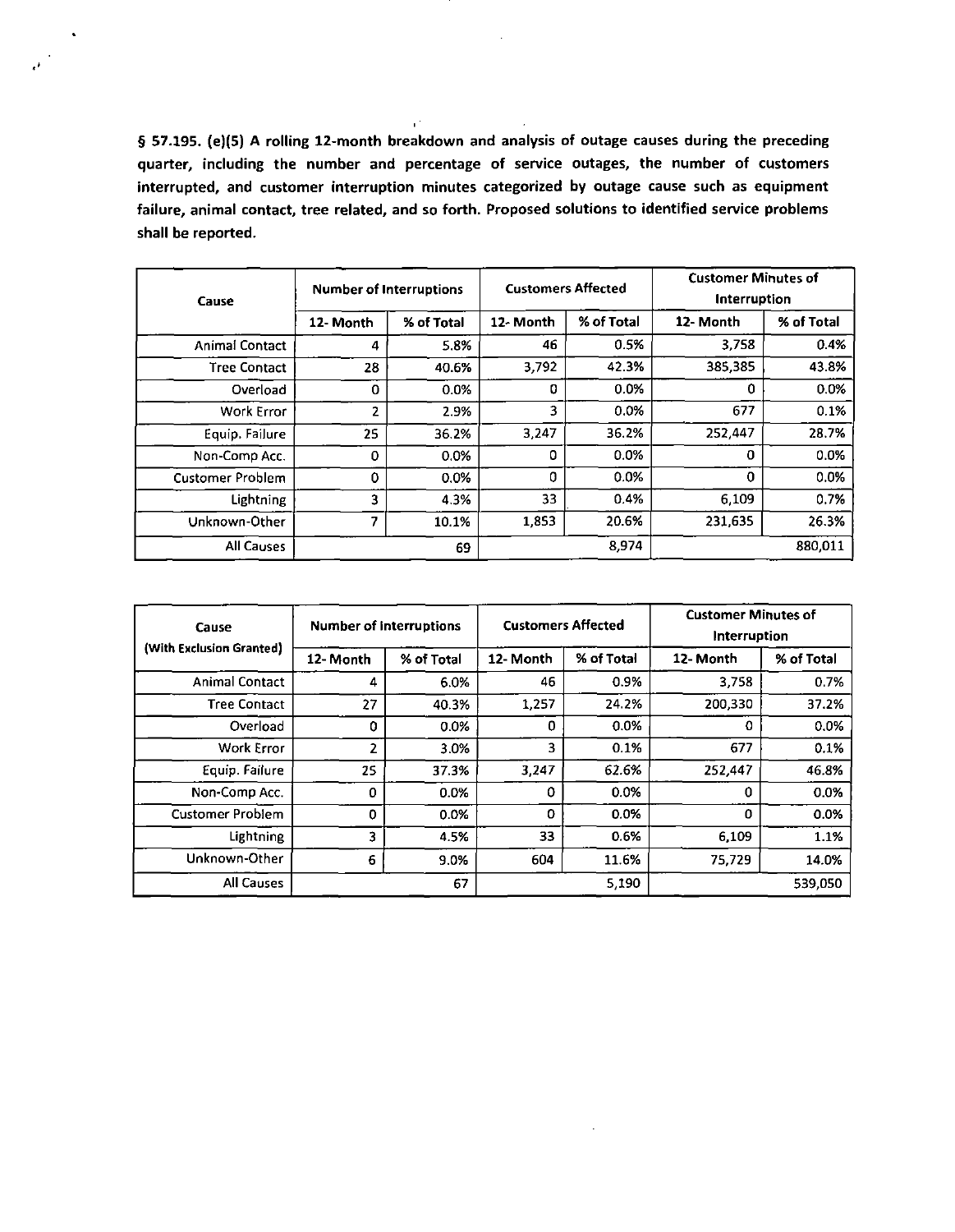**§ 57.195. (e)(5) A rolling 12-month breakdown and analysis of outage causes during the preceding quarter, including the number and percentage of service outages, the number of customers interrupted, and customer interruption minutes categorized by outage cause such as equipment failure, animal contact, tree related, and so forth. Proposed solutions to identified service problems shall be reported.**

| Cause | Number of Interruptions | | Customers Affected | | Customer Minutes of Interruption | |
|---|---|---|---|---|---|---|
| | 12- Month | % of Total | 12- Month | % of Total | 12- Month | % of Total |
| Animal Contact | 4 | 5.8% | 46 | 0.5% | 3,758 | 0.4% |
| Tree Contact | 28 | 40.6% | 3,792 | 42.3% | 385,385 | 43.8% |
| Overload | 0 | 0.0% | 0 | 0.0% | 0 | 0.0% |
| Work Error | 2 | 2.9% | 3 | 0.0% | 677 | 0.1% |
| Equip. Failure | 25 | 36.2% | 3,247 | 36.2% | 252,447 | 28.7% |
| Non-Comp Acc. | 0 | 0.0% | 0 | 0.0% | 0 | 0.0% |
| Customer Problem | 0 | 0.0% | 0 | 0.0% | 0 | 0.0% |
| Lightning | 3 | 4.3% | 33 | 0.4% | 6,109 | 0.7% |
| Unknown-Other | 7 | 10.1% | 1,853 | 20.6% | 231,635 | 26.3% |
| All Causes | | 69 | | 8,974 | | 880,011 |

| Cause (With Exclusion Granted) | Number of Interruptions | | Customers Affected | | Customer Minutes of Interruption | |
|---|---|---|---|---|---|---|
| | 12- Month | % of Total | 12- Month | % of Total | 12- Month | % of Total |
| Animal Contact | 4 | 6.0% | 46 | 0.9% | 3,758 | 0.7% |
| Tree Contact | 27 | 40.3% | 1,257 | 24.2% | 200,330 | 37.2% |
| Overload | 0 | 0.0% | 0 | 0.0% | 0 | 0.0% |
| Work Error | 2 | 3.0% | 3 | 0.1% | 677 | 0.1% |
| Equip. Failure | 25 | 37.3% | 3,247 | 62.6% | 252,447 | 46.8% |
| Non-Comp Acc. | 0 | 0.0% | 0 | 0.0% | 0 | 0.0% |
| Customer Problem | 0 | 0.0% | 0 | 0.0% | 0 | 0.0% |
| Lightning | 3 | 4.5% | 33 | 0.6% | 6,109 | 1.1% |
| Unknown-Other | 6 | 9.0% | 604 | 11.6% | 75,729 | 14.0% |
| All Causes | | 67 | | 5,190 | | 539,050 |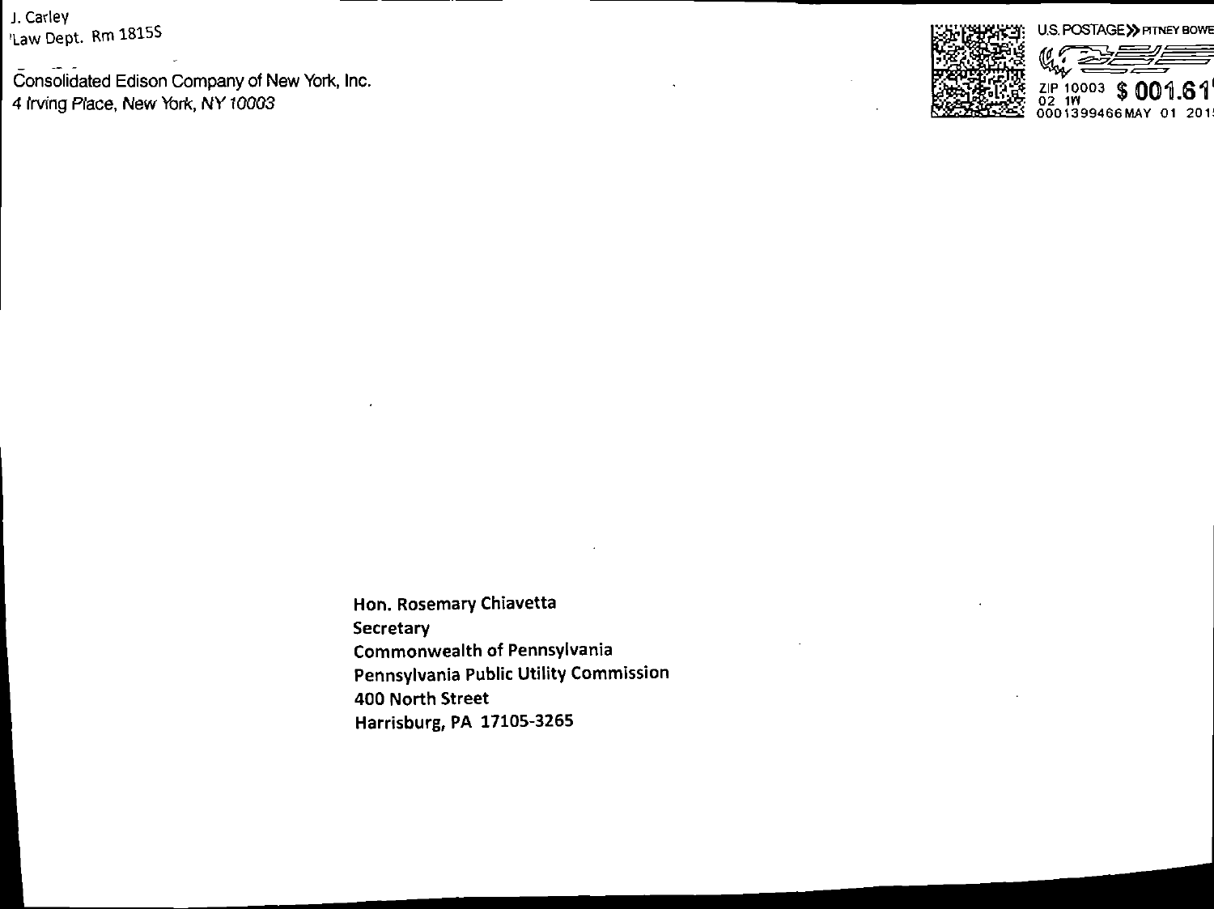J. Carley
Law Dept. Rm 1815S

Consolidated Edison Company of New York, Inc.
4 Irving Place, New York, NY 10003

U.S. POSTAGE PITNEY BOWE
ZIP 10003 $ 001.61
02 1W
0001399466 MAY 01 201

**Hon. Rosemary Chiavetta**
**Secretary**
**Commonwealth of Pennsylvania**
**Pennsylvania Public Utility Commission**
**400 North Street**
**Harrisburg, PA 17105-3265**